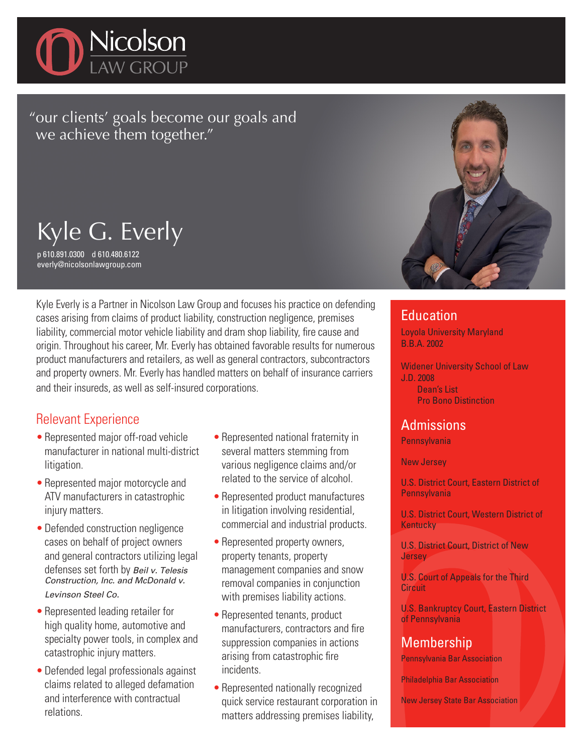# Nicolson LAW GROUP

"our clients' goals become our goals and we achieve them together."

# Kyle G. Everly

p 610.891.0300 d 610.480.6122
everly@nicolsonlawgroup.com

Kyle Everly is a Partner in Nicolson Law Group and focuses his practice on defending cases arising from claims of product liability, construction negligence, premises liability, commercial motor vehicle liability and dram shop liability, fire cause and origin. Throughout his career, Mr. Everly has obtained favorable results for numerous product manufacturers and retailers, as well as general contractors, subcontractors and property owners. Mr. Everly has handled matters on behalf of insurance carriers and their insureds, as well as self-insured corporations.

## Relevant Experience

- Represented major off-road vehicle manufacturer in national multi-district litigation.
- Represented major motorcycle and ATV manufacturers in catastrophic injury matters.
- Defended construction negligence cases on behalf of project owners and general contractors utilizing legal defenses set forth by *Beil v. Telesis Construction, Inc. and McDonald v. Levinson Steel Co.*
- Represented leading retailer for high quality home, automotive and specialty power tools, in complex and catastrophic injury matters.
- Defended legal professionals against claims related to alleged defamation and interference with contractual relations.
- Represented national fraternity in several matters stemming from various negligence claims and/or related to the service of alcohol.
- Represented product manufactures in litigation involving residential, commercial and industrial products.
- Represented property owners, property tenants, property management companies and snow removal companies in conjunction with premises liability actions.
- Represented tenants, product manufacturers, contractors and fire suppression companies in actions arising from catastrophic fire incidents.
- Represented nationally recognized quick service restaurant corporation in matters addressing premises liability,

## Education

Loyola University Maryland
B.B.A. 2002

Widener University School of Law
J.D. 2008
- Dean's List
- Pro Bono Distinction

## Admissions

Pennsylvania

New Jersey

U.S. District Court, Eastern District of Pennsylvania

U.S. District Court, Western District of Kentucky

U.S. District Court, District of New Jersey

U.S. Court of Appeals for the Third Circuit

U.S. Bankruptcy Court, Eastern District of Pennsylvania

## Membership

Pennsylvania Bar Association

Philadelphia Bar Association

New Jersey State Bar Association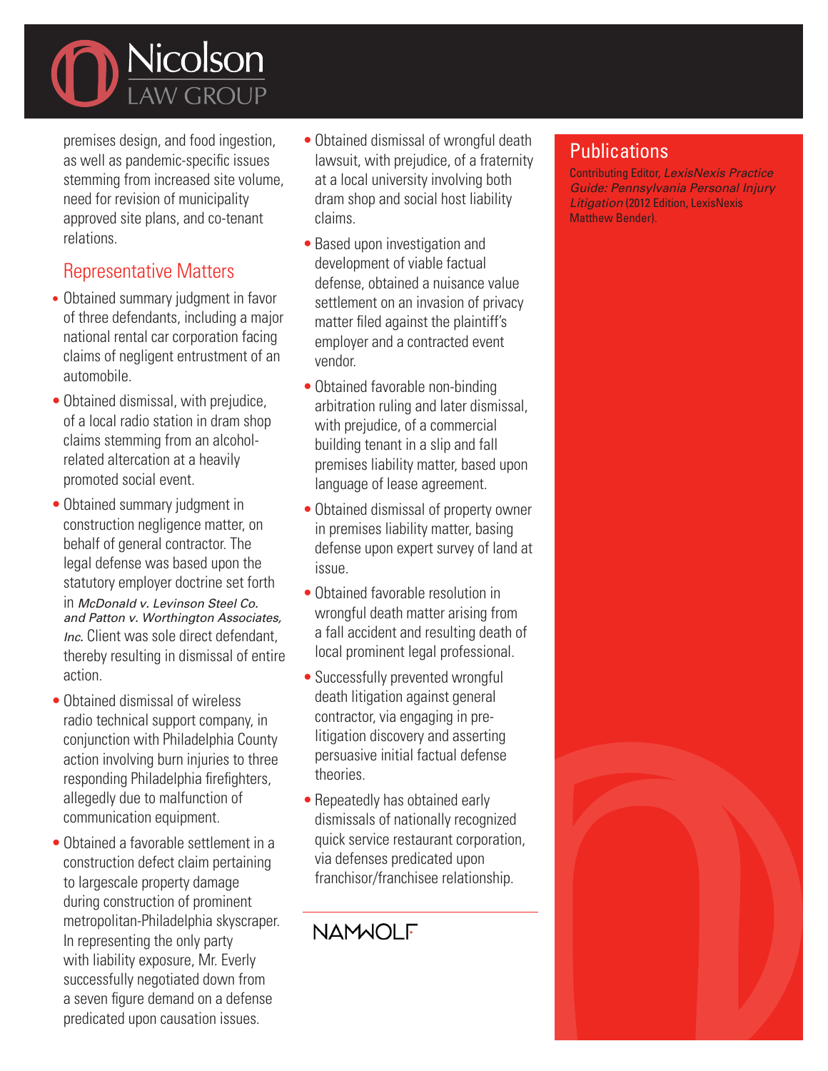premises design, and food ingestion, as well as pandemic-specific issues stemming from increased site volume, need for revision of municipality approved site plans, and co-tenant relations.

## Representative Matters

- Obtained summary judgment in favor of three defendants, including a major national rental car corporation facing claims of negligent entrustment of an automobile.
- Obtained dismissal, with prejudice, of a local radio station in dram shop claims stemming from an alcohol-related altercation at a heavily promoted social event.
- Obtained summary judgment in construction negligence matter, on behalf of general contractor. The legal defense was based upon the statutory employer doctrine set forth in *McDonald v. Levinson Steel Co. and Patton v. Worthington Associates, Inc.* Client was sole direct defendant, thereby resulting in dismissal of entire action.
- Obtained dismissal of wireless radio technical support company, in conjunction with Philadelphia County action involving burn injuries to three responding Philadelphia firefighters, allegedly due to malfunction of communication equipment.
- Obtained a favorable settlement in a construction defect claim pertaining to largescale property damage during construction of prominent metropolitan-Philadelphia skyscraper. In representing the only party with liability exposure, Mr. Everly successfully negotiated down from a seven figure demand on a defense predicated upon causation issues.
- Obtained dismissal of wrongful death lawsuit, with prejudice, of a fraternity at a local university involving both dram shop and social host liability claims.
- Based upon investigation and development of viable factual defense, obtained a nuisance value settlement on an invasion of privacy matter filed against the plaintiff's employer and a contracted event vendor.
- Obtained favorable non-binding arbitration ruling and later dismissal, with prejudice, of a commercial building tenant in a slip and fall premises liability matter, based upon language of lease agreement.
- Obtained dismissal of property owner in premises liability matter, basing defense upon expert survey of land at issue.
- Obtained favorable resolution in wrongful death matter arising from a fall accident and resulting death of local prominent legal professional.
- Successfully prevented wrongful death litigation against general contractor, via engaging in pre-litigation discovery and asserting persuasive initial factual defense theories.
- Repeatedly has obtained early dismissals of nationally recognized quick service restaurant corporation, via defenses predicated upon franchisor/franchisee relationship.

NAMWOLF

## Publications

Contributing Editor, *LexisNexis Practice Guide: Pennsylvania Personal Injury Litigation* (2012 Edition, LexisNexis Matthew Bender).